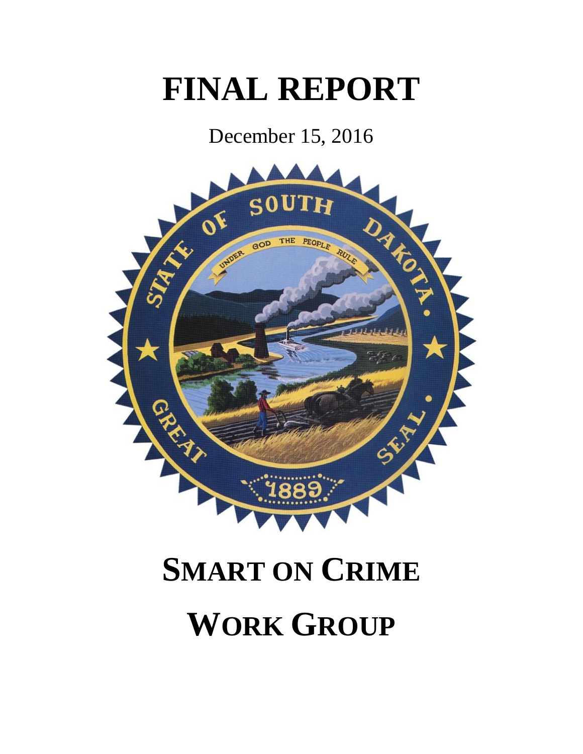# FINAL REPORT

December 15, 2016

# SMART ON CRIME WORK GROUP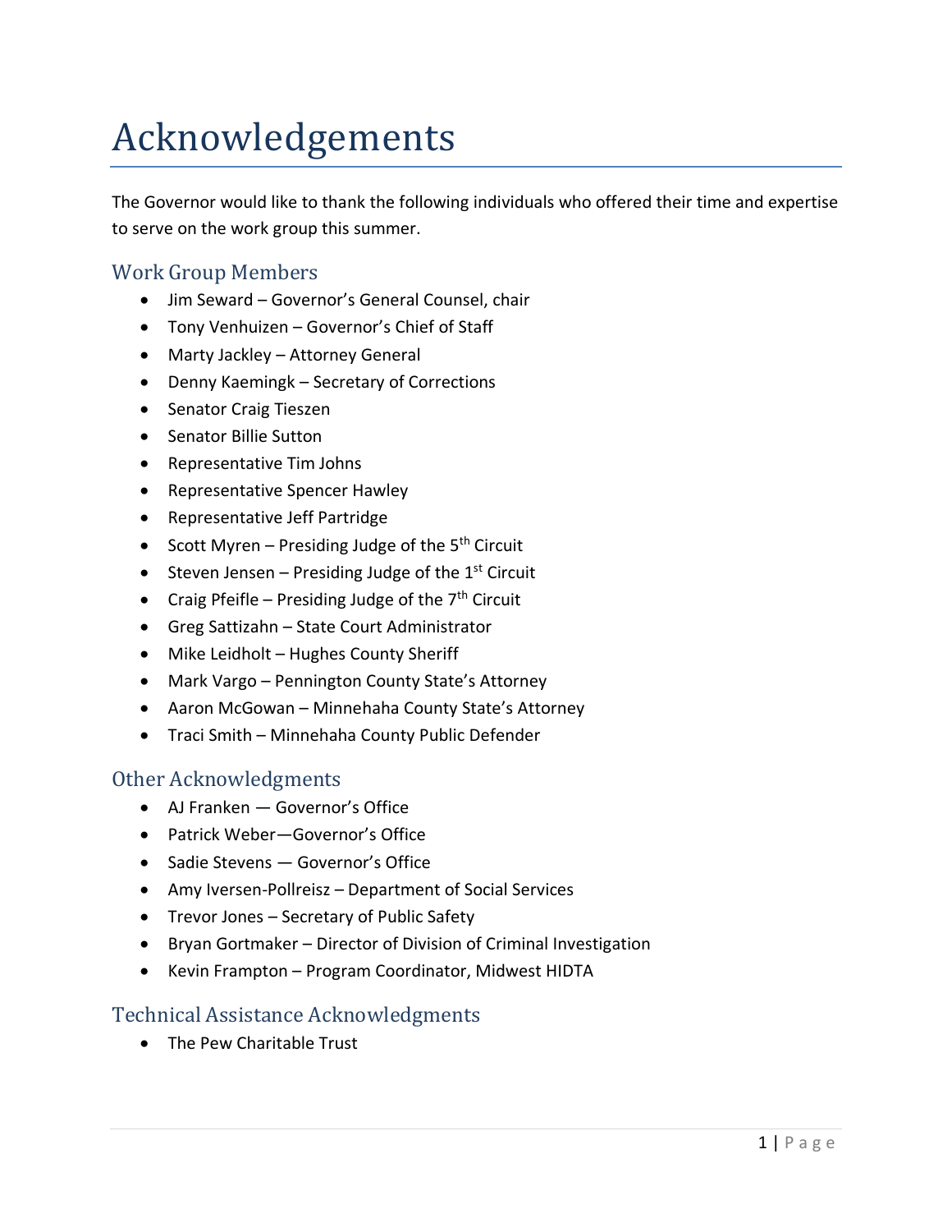# Acknowledgements

The Governor would like to thank the following individuals who offered their time and expertise to serve on the work group this summer.

## Work Group Members

- Jim Seward – Governor's General Counsel, chair
- Tony Venhuizen – Governor's Chief of Staff
- Marty Jackley – Attorney General
- Denny Kaemingk – Secretary of Corrections
- Senator Craig Tieszen
- Senator Billie Sutton
- Representative Tim Johns
- Representative Spencer Hawley
- Representative Jeff Partridge
- Scott Myren – Presiding Judge of the 5th Circuit
- Steven Jensen – Presiding Judge of the 1st Circuit
- Craig Pfeifle – Presiding Judge of the 7th Circuit
- Greg Sattizahn – State Court Administrator
- Mike Leidholt – Hughes County Sheriff
- Mark Vargo – Pennington County State's Attorney
- Aaron McGowan – Minnehaha County State's Attorney
- Traci Smith – Minnehaha County Public Defender

## Other Acknowledgments

- AJ Franken — Governor's Office
- Patrick Weber—Governor's Office
- Sadie Stevens — Governor's Office
- Amy Iversen-Pollreisz – Department of Social Services
- Trevor Jones – Secretary of Public Safety
- Bryan Gortmaker – Director of Division of Criminal Investigation
- Kevin Frampton – Program Coordinator, Midwest HIDTA

## Technical Assistance Acknowledgments

- The Pew Charitable Trust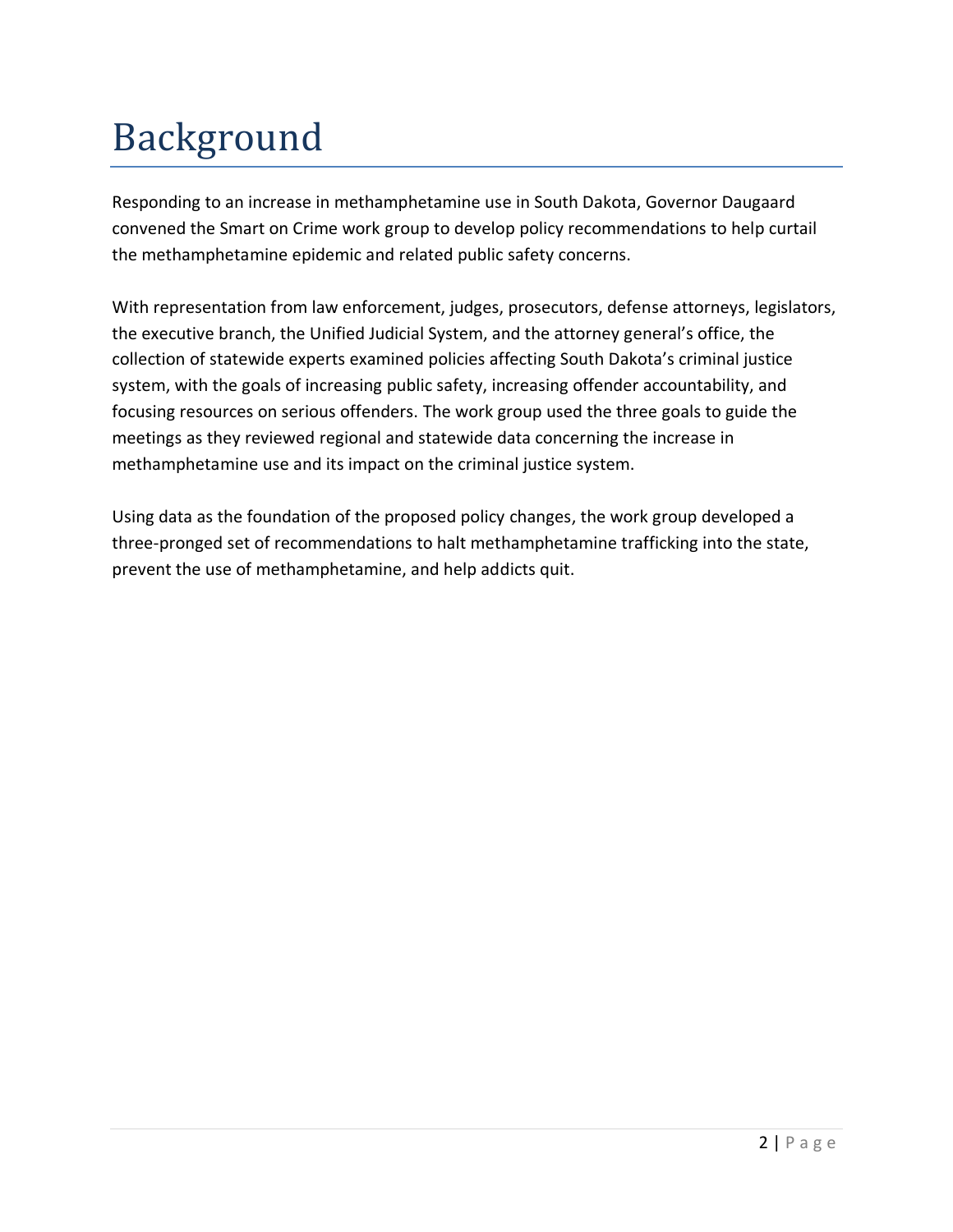# Background

Responding to an increase in methamphetamine use in South Dakota, Governor Daugaard convened the Smart on Crime work group to develop policy recommendations to help curtail the methamphetamine epidemic and related public safety concerns.

With representation from law enforcement, judges, prosecutors, defense attorneys, legislators, the executive branch, the Unified Judicial System, and the attorney general's office, the collection of statewide experts examined policies affecting South Dakota's criminal justice system, with the goals of increasing public safety, increasing offender accountability, and focusing resources on serious offenders. The work group used the three goals to guide the meetings as they reviewed regional and statewide data concerning the increase in methamphetamine use and its impact on the criminal justice system.

Using data as the foundation of the proposed policy changes, the work group developed a three-pronged set of recommendations to halt methamphetamine trafficking into the state, prevent the use of methamphetamine, and help addicts quit.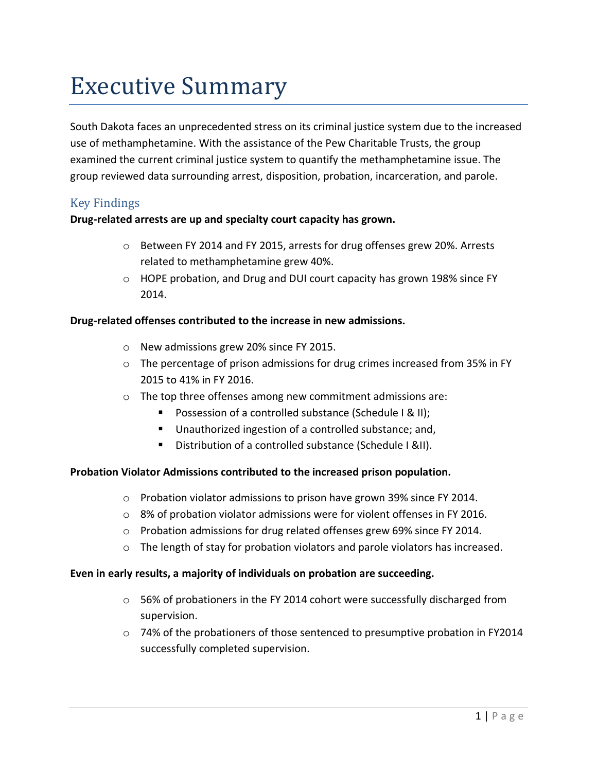# Executive Summary

South Dakota faces an unprecedented stress on its criminal justice system due to the increased use of methamphetamine. With the assistance of the Pew Charitable Trusts, the group examined the current criminal justice system to quantify the methamphetamine issue. The group reviewed data surrounding arrest, disposition, probation, incarceration, and parole.

## Key Findings

**Drug-related arrests are up and specialty court capacity has grown.**

- Between FY 2014 and FY 2015, arrests for drug offenses grew 20%. Arrests related to methamphetamine grew 40%.
- HOPE probation, and Drug and DUI court capacity has grown 198% since FY 2014.

**Drug-related offenses contributed to the increase in new admissions.**

- New admissions grew 20% since FY 2015.
- The percentage of prison admissions for drug crimes increased from 35% in FY 2015 to 41% in FY 2016.
- The top three offenses among new commitment admissions are:
  - Possession of a controlled substance (Schedule I & II);
  - Unauthorized ingestion of a controlled substance; and,
  - Distribution of a controlled substance (Schedule I &II).

**Probation Violator Admissions contributed to the increased prison population.**

- Probation violator admissions to prison have grown 39% since FY 2014.
- 8% of probation violator admissions were for violent offenses in FY 2016.
- Probation admissions for drug related offenses grew 69% since FY 2014.
- The length of stay for probation violators and parole violators has increased.

**Even in early results, a majority of individuals on probation are succeeding.**

- 56% of probationers in the FY 2014 cohort were successfully discharged from supervision.
- 74% of the probationers of those sentenced to presumptive probation in FY2014 successfully completed supervision.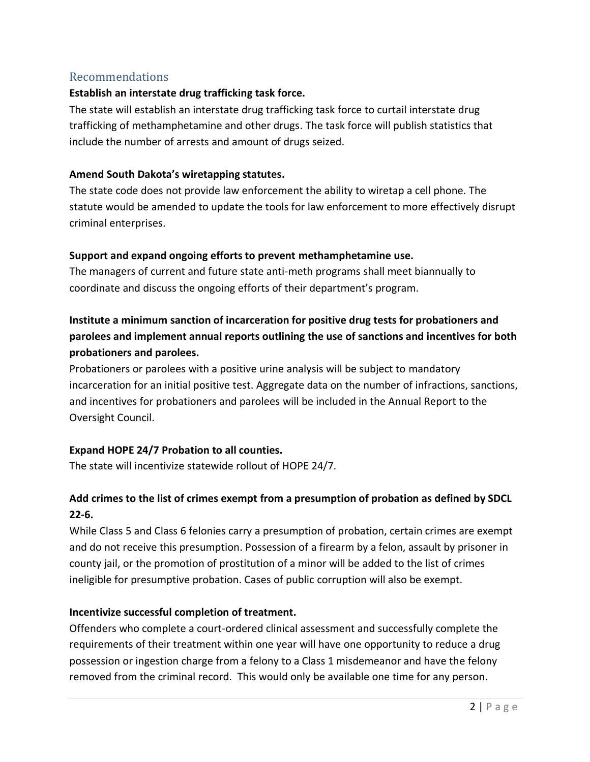## Recommendations

**Establish an interstate drug trafficking task force.**

The state will establish an interstate drug trafficking task force to curtail interstate drug trafficking of methamphetamine and other drugs. The task force will publish statistics that include the number of arrests and amount of drugs seized.

**Amend South Dakota's wiretapping statutes.**

The state code does not provide law enforcement the ability to wiretap a cell phone. The statute would be amended to update the tools for law enforcement to more effectively disrupt criminal enterprises.

**Support and expand ongoing efforts to prevent methamphetamine use.**

The managers of current and future state anti-meth programs shall meet biannually to coordinate and discuss the ongoing efforts of their department's program.

**Institute a minimum sanction of incarceration for positive drug tests for probationers and parolees and implement annual reports outlining the use of sanctions and incentives for both probationers and parolees.**

Probationers or parolees with a positive urine analysis will be subject to mandatory incarceration for an initial positive test. Aggregate data on the number of infractions, sanctions, and incentives for probationers and parolees will be included in the Annual Report to the Oversight Council.

**Expand HOPE 24/7 Probation to all counties.**

The state will incentivize statewide rollout of HOPE 24/7.

**Add crimes to the list of crimes exempt from a presumption of probation as defined by SDCL 22-6.**

While Class 5 and Class 6 felonies carry a presumption of probation, certain crimes are exempt and do not receive this presumption. Possession of a firearm by a felon, assault by prisoner in county jail, or the promotion of prostitution of a minor will be added to the list of crimes ineligible for presumptive probation. Cases of public corruption will also be exempt.

**Incentivize successful completion of treatment.**

Offenders who complete a court-ordered clinical assessment and successfully complete the requirements of their treatment within one year will have one opportunity to reduce a drug possession or ingestion charge from a felony to a Class 1 misdemeanor and have the felony removed from the criminal record. This would only be available one time for any person.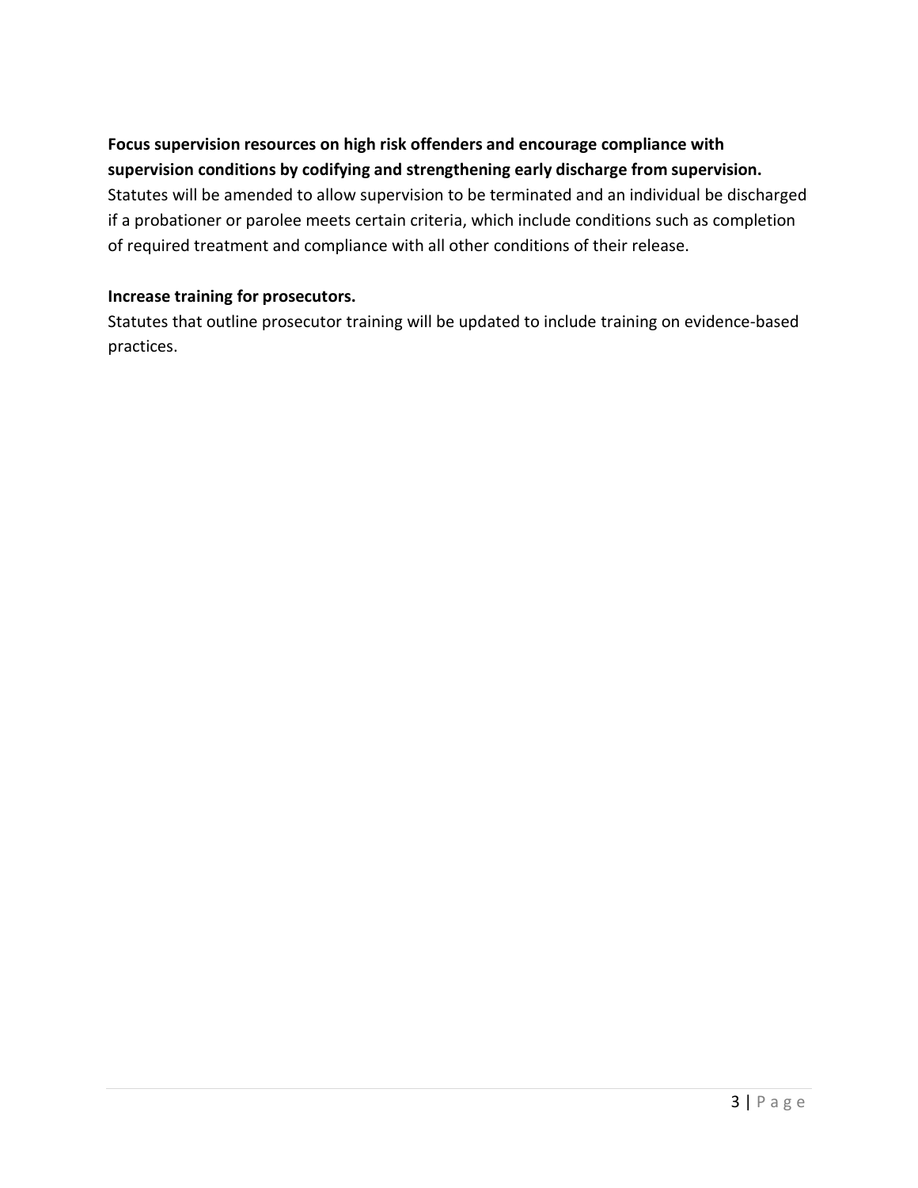**Focus supervision resources on high risk offenders and encourage compliance with supervision conditions by codifying and strengthening early discharge from supervision.**
Statutes will be amended to allow supervision to be terminated and an individual be discharged if a probationer or parolee meets certain criteria, which include conditions such as completion of required treatment and compliance with all other conditions of their release.

**Increase training for prosecutors.**
Statutes that outline prosecutor training will be updated to include training on evidence-based practices.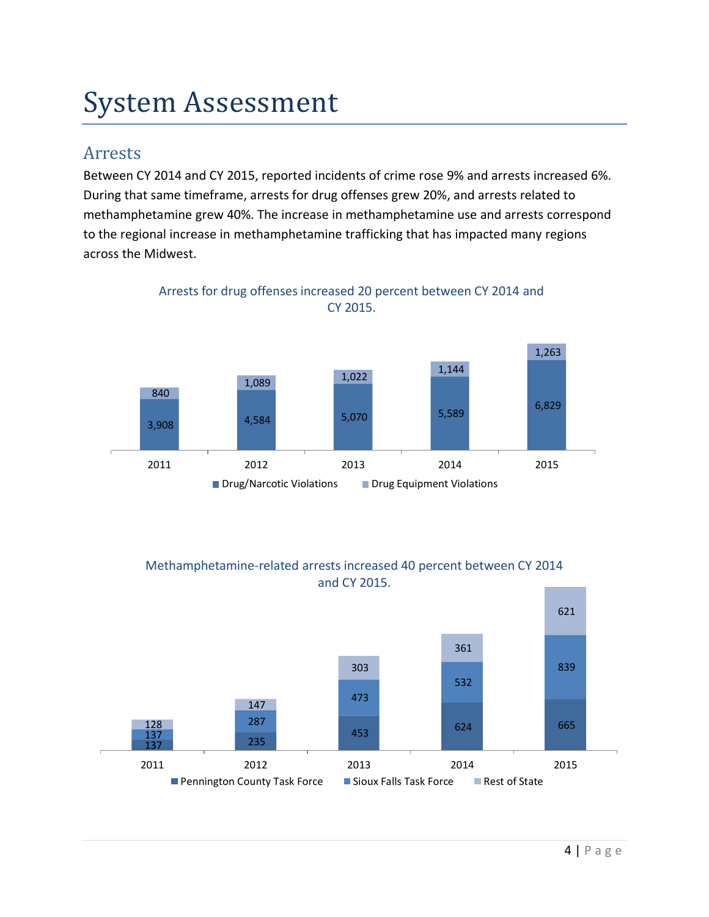# System Assessment

## Arrests

Between CY 2014 and CY 2015, reported incidents of crime rose 9% and arrests increased 6%. During that same timeframe, arrests for drug offenses grew 20%, and arrests related to methamphetamine grew 40%. The increase in methamphetamine use and arrests correspond to the regional increase in methamphetamine trafficking that has impacted many regions across the Midwest.

Arrests for drug offenses increased 20 percent between CY 2014 and CY 2015.

| | 2011 | 2012 | 2013 | 2014 | 2015 |
|---|---|---|---|---|---|
| Drug/Narcotic Violations | 3,908 | 4,584 | 5,070 | 5,589 | 6,829 |
| Drug Equipment Violations | 840 | 1,089 | 1,022 | 1,144 | 1,263 |

Methamphetamine-related arrests increased 40 percent between CY 2014 and CY 2015.

| | 2011 | 2012 | 2013 | 2014 | 2015 |
|---|---|---|---|---|---|
| Pennington County Task Force | 137 | 235 | 453 | 624 | 665 |
| Sioux Falls Task Force | 137 | 287 | 473 | 532 | 839 |
| Rest of State | 128 | 147 | 303 | 361 | 621 |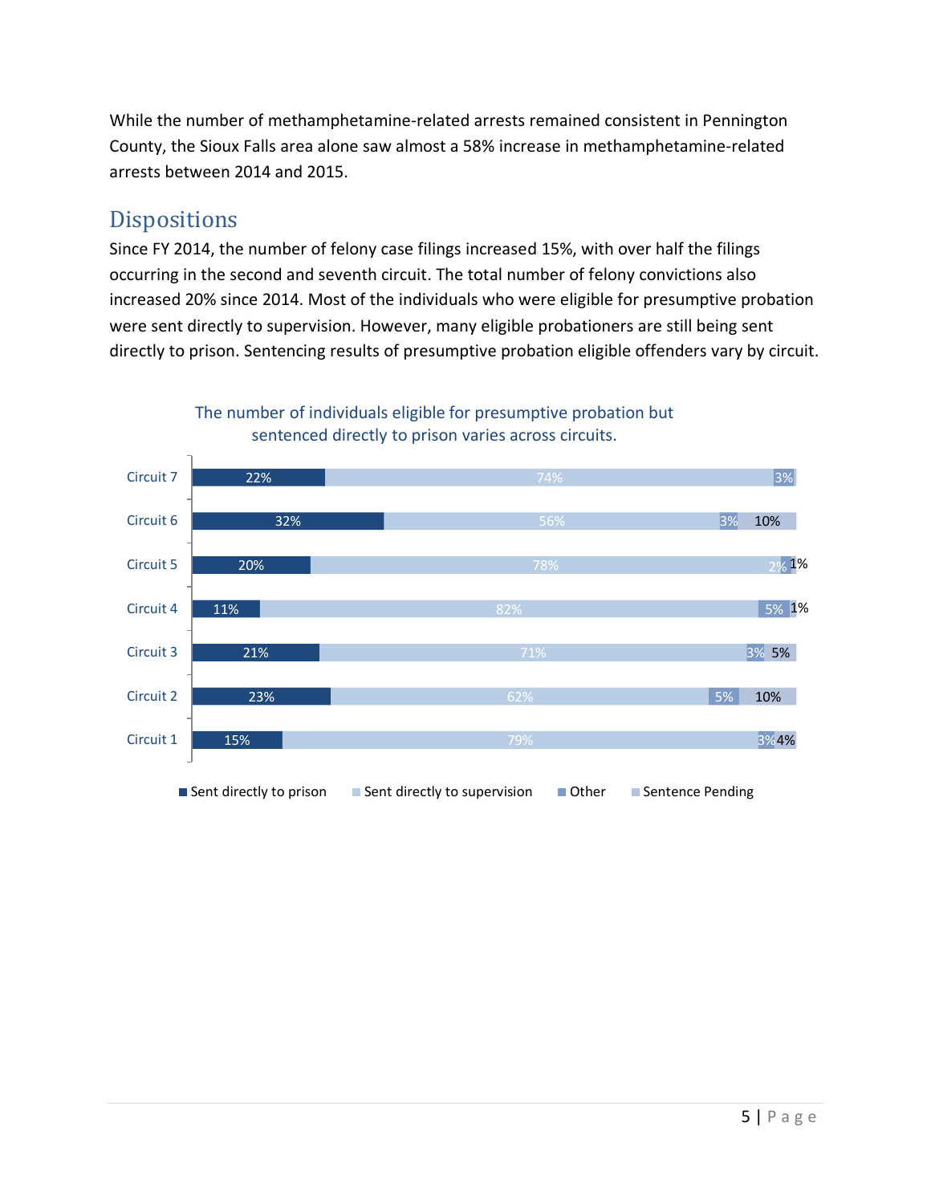While the number of methamphetamine-related arrests remained consistent in Pennington County, the Sioux Falls area alone saw almost a 58% increase in methamphetamine-related arrests between 2014 and 2015.

## Dispositions

Since FY 2014, the number of felony case filings increased 15%, with over half the filings occurring in the second and seventh circuit. The total number of felony convictions also increased 20% since 2014. Most of the individuals who were eligible for presumptive probation were sent directly to supervision. However, many eligible probationers are still being sent directly to prison. Sentencing results of presumptive probation eligible offenders vary by circuit.

The number of individuals eligible for presumptive probation but sentenced directly to prison varies across circuits.

| | Sent directly to prison | Sent directly to supervision | Other | Sentence Pending |
|---|---|---|---|---|
| Circuit 7 | 22% | 74% | 3% | |
| Circuit 6 | 32% | 56% | 3% | 10% |
| Circuit 5 | 20% | 78% | 2% | 1% |
| Circuit 4 | 11% | 82% | 5% | 1% |
| Circuit 3 | 21% | 71% | 3% | 5% |
| Circuit 2 | 23% | 62% | 5% | 10% |
| Circuit 1 | 15% | 79% | 3% | 4% |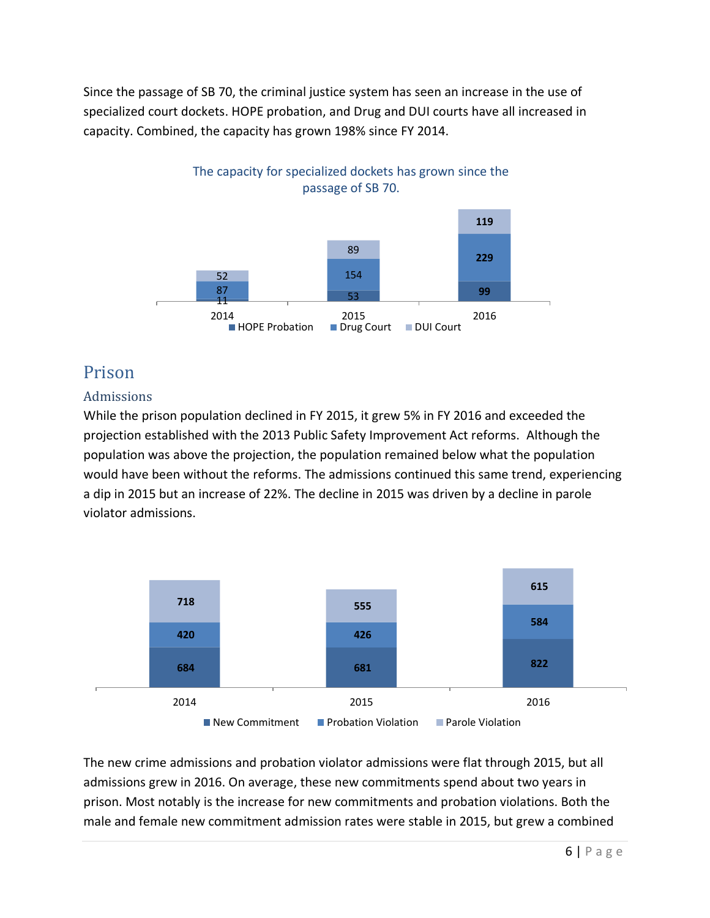Since the passage of SB 70, the criminal justice system has seen an increase in the use of specialized court dockets. HOPE probation, and Drug and DUI courts have all increased in capacity. Combined, the capacity has grown 198% since FY 2014.

The capacity for specialized dockets has grown since the passage of SB 70.

| | 2014 | 2015 | 2016 |
|---|---|---|---|
| HOPE Probation | 11 | 53 | 99 |
| Drug Court | 87 | 154 | 229 |
| DUI Court | 52 | 89 | 119 |

## Prison

### Admissions

While the prison population declined in FY 2015, it grew 5% in FY 2016 and exceeded the projection established with the 2013 Public Safety Improvement Act reforms. Although the population was above the projection, the population remained below what the population would have been without the reforms. The admissions continued this same trend, experiencing a dip in 2015 but an increase of 22%. The decline in 2015 was driven by a decline in parole violator admissions.

| | 2014 | 2015 | 2016 |
|---|---|---|---|
| New Commitment | 684 | 681 | 822 |
| Probation Violation | 420 | 426 | 584 |
| Parole Violation | 718 | 555 | 615 |

The new crime admissions and probation violator admissions were flat through 2015, but all admissions grew in 2016. On average, these new commitments spend about two years in prison. Most notably is the increase for new commitments and probation violations. Both the male and female new commitment admission rates were stable in 2015, but grew a combined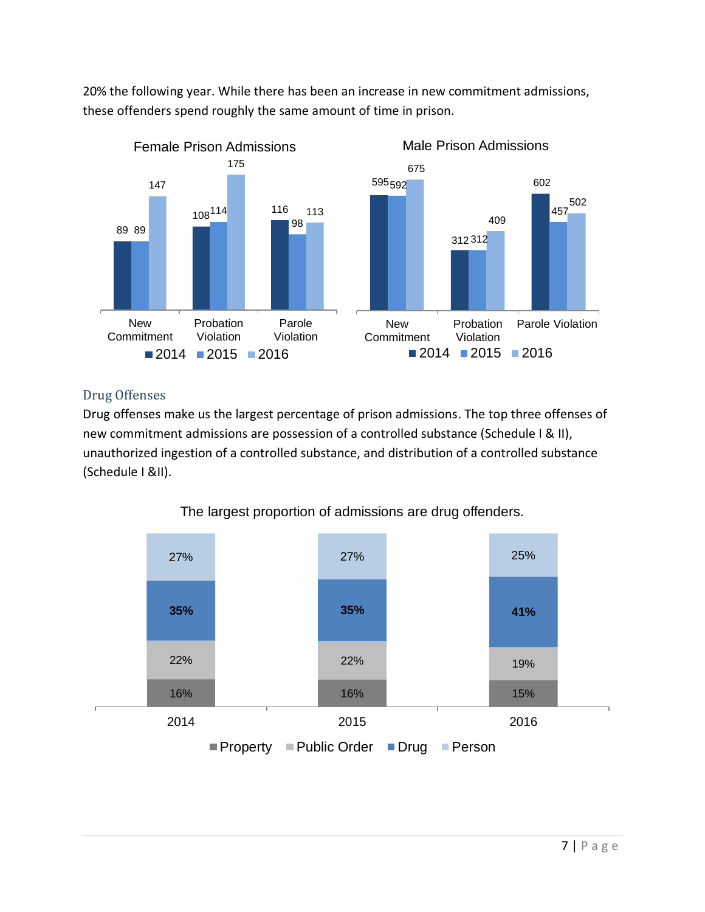20% the following year. While there has been an increase in new commitment admissions, these offenders spend roughly the same amount of time in prison.

**Female Prison Admissions**

| | 2014 | 2015 | 2016 |
|---|---|---|---|
| New Commitment | 89 | 89 | 147 |
| Probation Violation | 108 | 114 | 175 |
| Parole Violation | 116 | 98 | 113 |

**Male Prison Admissions**

| | 2014 | 2015 | 2016 |
|---|---|---|---|
| New Commitment | 595 | 592 | 675 |
| Probation Violation | 312 | 312 | 409 |
| Parole Violation | 602 | 457 | 502 |

### Drug Offenses

Drug offenses make us the largest percentage of prison admissions. The top three offenses of new commitment admissions are possession of a controlled substance (Schedule I & II), unauthorized ingestion of a controlled substance, and distribution of a controlled substance (Schedule I &II).

**The largest proportion of admissions are drug offenders.**

| | 2014 | 2015 | 2016 |
|---|---|---|---|
| Person | 27% | 27% | 25% |
| Drug | 35% | 35% | 41% |
| Public Order | 22% | 22% | 19% |
| Property | 16% | 16% | 15% |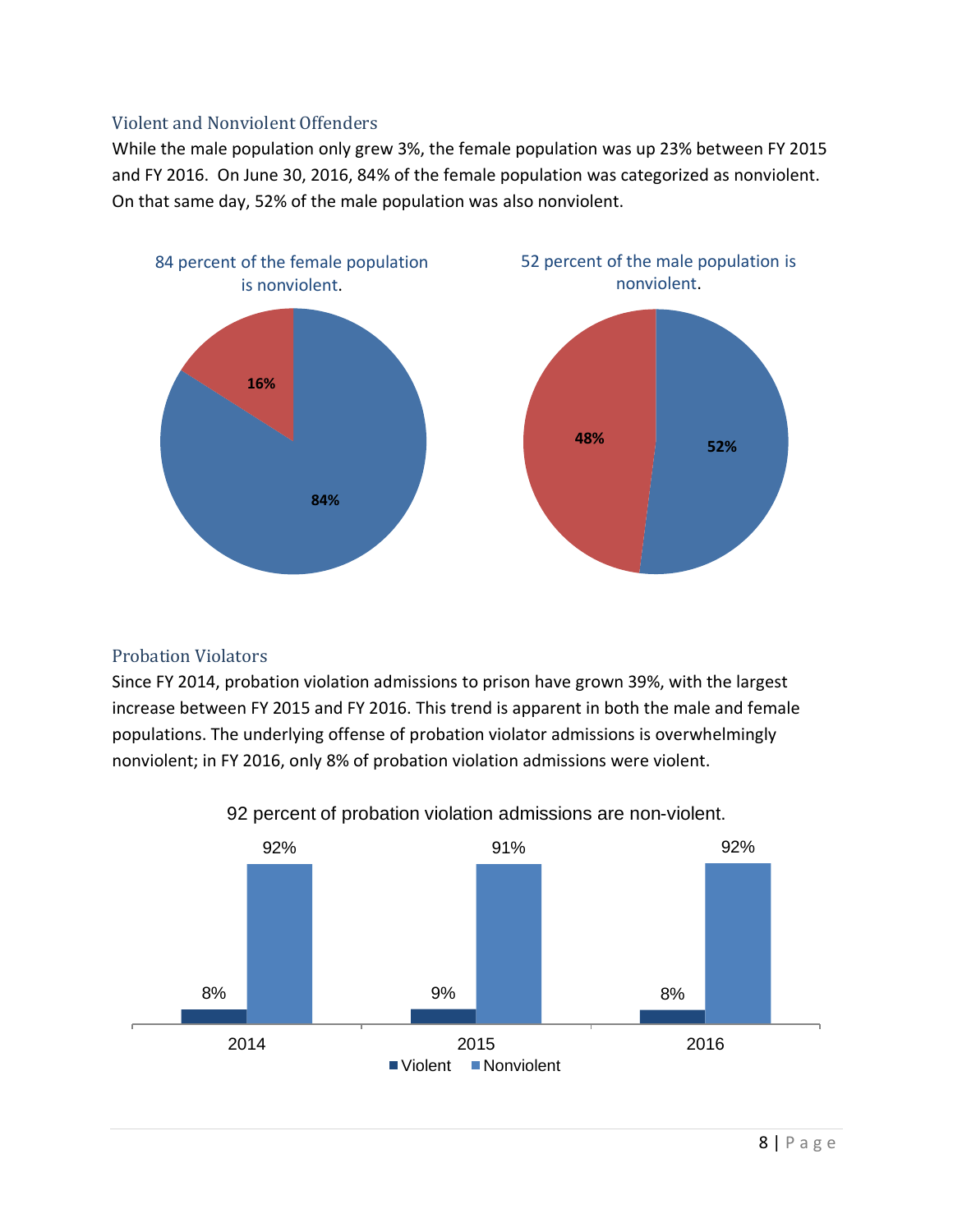### Violent and Nonviolent Offenders

While the male population only grew 3%, the female population was up 23% between FY 2015 and FY 2016. On June 30, 2016, 84% of the female population was categorized as nonviolent. On that same day, 52% of the male population was also nonviolent.

84 percent of the female population is nonviolent.

| Category | Percent |
| --- | --- |
| Nonviolent | 84% |
| Violent | 16% |

52 percent of the male population is nonviolent.

| Category | Percent |
| --- | --- |
| Nonviolent | 52% |
| Violent | 48% |

### Probation Violators

Since FY 2014, probation violation admissions to prison have grown 39%, with the largest increase between FY 2015 and FY 2016. This trend is apparent in both the male and female populations. The underlying offense of probation violator admissions is overwhelmingly nonviolent; in FY 2016, only 8% of probation violation admissions were violent.

92 percent of probation violation admissions are non-violent.

| Year | Violent | Nonviolent |
| --- | --- | --- |
| 2014 | 8% | 92% |
| 2015 | 9% | 91% |
| 2016 | 8% | 92% |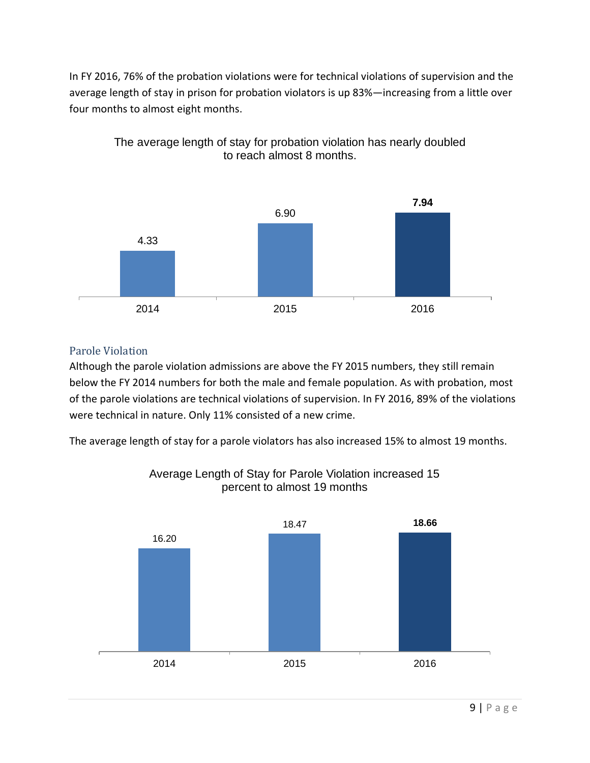In FY 2016, 76% of the probation violations were for technical violations of supervision and the average length of stay in prison for probation violators is up 83%—increasing from a little over four months to almost eight months.

The average length of stay for probation violation has nearly doubled to reach almost 8 months.

| Year | Average Length of Stay (months) |
|---|---|
| 2014 | 4.33 |
| 2015 | 6.90 |
| 2016 | **7.94** |

## Parole Violation

Although the parole violation admissions are above the FY 2015 numbers, they still remain below the FY 2014 numbers for both the male and female population. As with probation, most of the parole violations are technical violations of supervision. In FY 2016, 89% of the violations were technical in nature. Only 11% consisted of a new crime.

The average length of stay for a parole violators has also increased 15% to almost 19 months.

Average Length of Stay for Parole Violation increased 15 percent to almost 19 months

| Year | Average Length of Stay (months) |
|---|---|
| 2014 | 16.20 |
| 2015 | 18.47 |
| 2016 | **18.66** |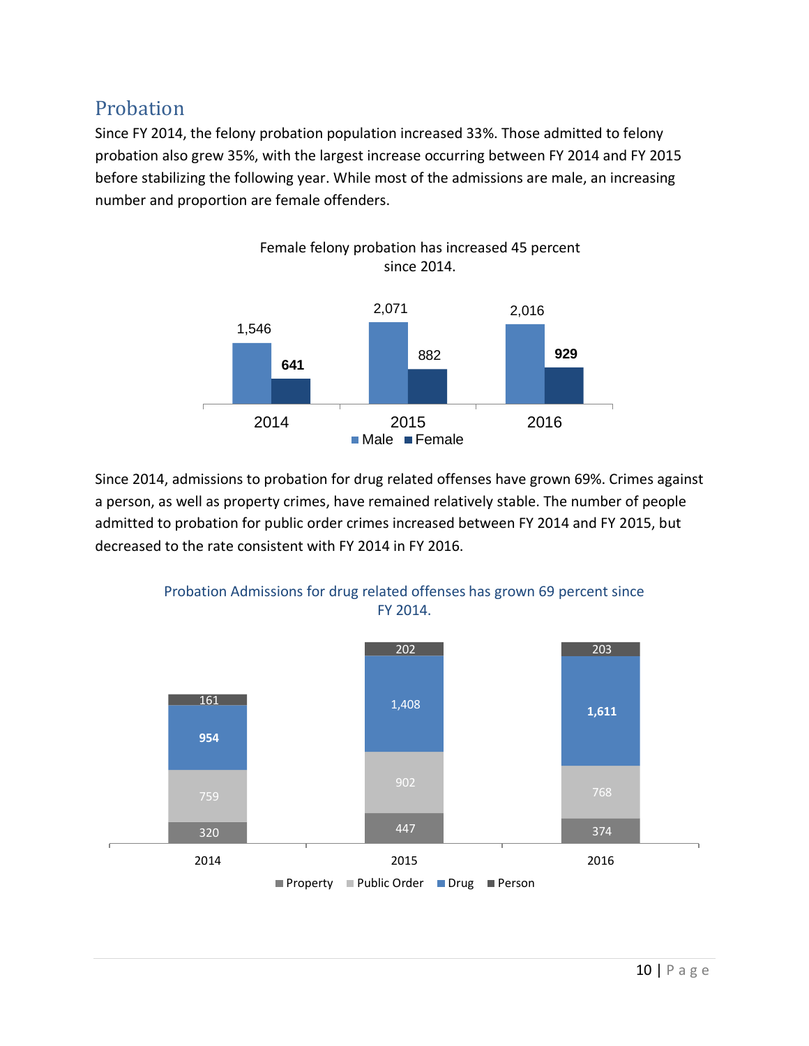## Probation

Since FY 2014, the felony probation population increased 33%. Those admitted to felony probation also grew 35%, with the largest increase occurring between FY 2014 and FY 2015 before stabilizing the following year. While most of the admissions are male, an increasing number and proportion are female offenders.

Female felony probation has increased 45 percent since 2014.

| | 2014 | 2015 | 2016 |
|---|---|---|---|
| Male | 1,546 | 2,071 | 2,016 |
| Female | 641 | 882 | 929 |

Since 2014, admissions to probation for drug related offenses have grown 69%. Crimes against a person, as well as property crimes, have remained relatively stable. The number of people admitted to probation for public order crimes increased between FY 2014 and FY 2015, but decreased to the rate consistent with FY 2014 in FY 2016.

Probation Admissions for drug related offenses has grown 69 percent since FY 2014.

| | 2014 | 2015 | 2016 |
|---|---|---|---|
| Property | 320 | 447 | 374 |
| Public Order | 759 | 902 | 768 |
| Drug | 954 | 1,408 | 1,611 |
| Person | 161 | 202 | 203 |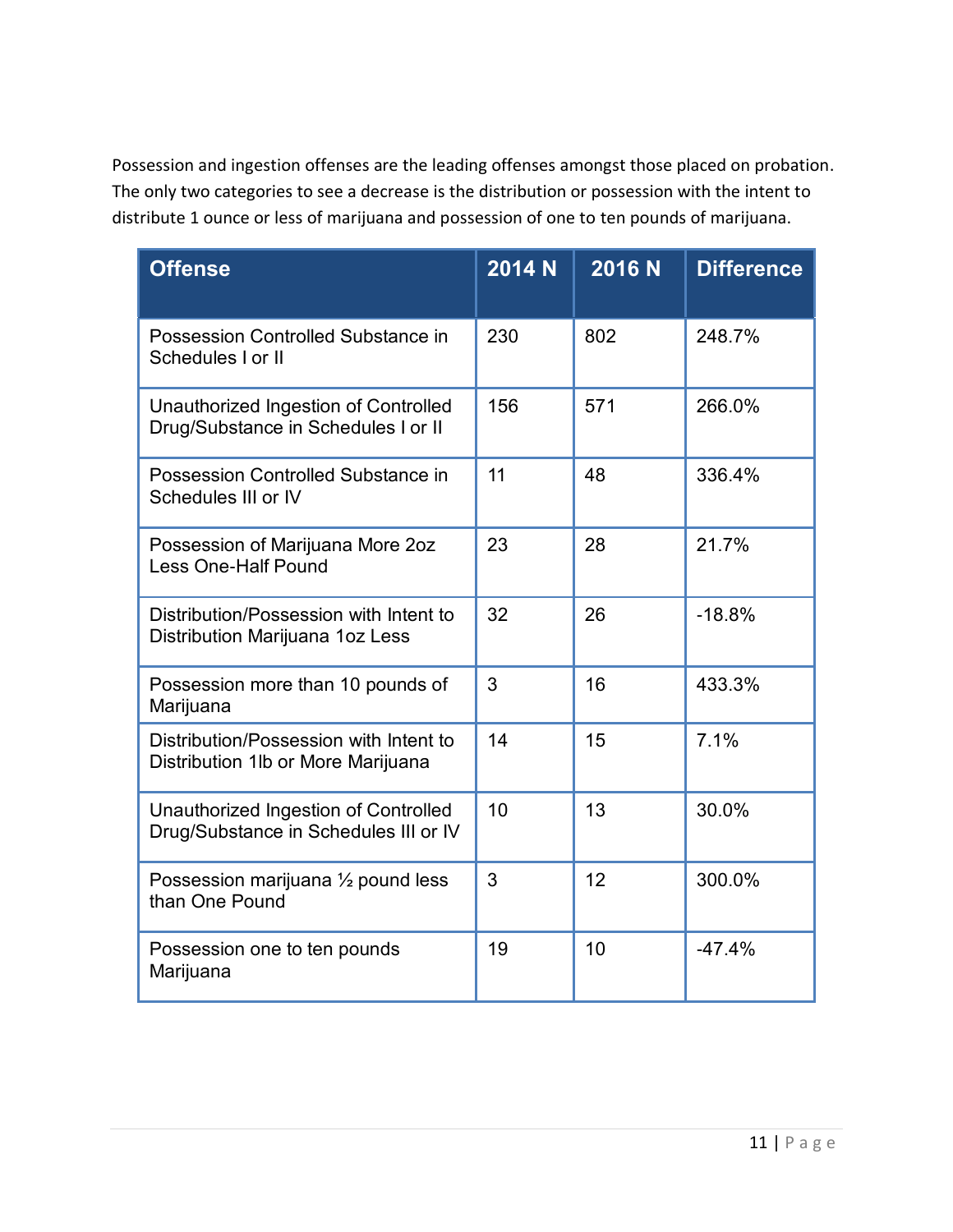Possession and ingestion offenses are the leading offenses amongst those placed on probation. The only two categories to see a decrease is the distribution or possession with the intent to distribute 1 ounce or less of marijuana and possession of one to ten pounds of marijuana.

| Offense | 2014 N | 2016 N | Difference |
|---|---|---|---|
| Possession Controlled Substance in Schedules I or II | 230 | 802 | 248.7% |
| Unauthorized Ingestion of Controlled Drug/Substance in Schedules I or II | 156 | 571 | 266.0% |
| Possession Controlled Substance in Schedules III or IV | 11 | 48 | 336.4% |
| Possession of Marijuana More 2oz Less One-Half Pound | 23 | 28 | 21.7% |
| Distribution/Possession with Intent to Distribution Marijuana 1oz Less | 32 | 26 | -18.8% |
| Possession more than 10 pounds of Marijuana | 3 | 16 | 433.3% |
| Distribution/Possession with Intent to Distribution 1lb or More Marijuana | 14 | 15 | 7.1% |
| Unauthorized Ingestion of Controlled Drug/Substance in Schedules III or IV | 10 | 13 | 30.0% |
| Possession marijuana ½ pound less than One Pound | 3 | 12 | 300.0% |
| Possession one to ten pounds Marijuana | 19 | 10 | -47.4% |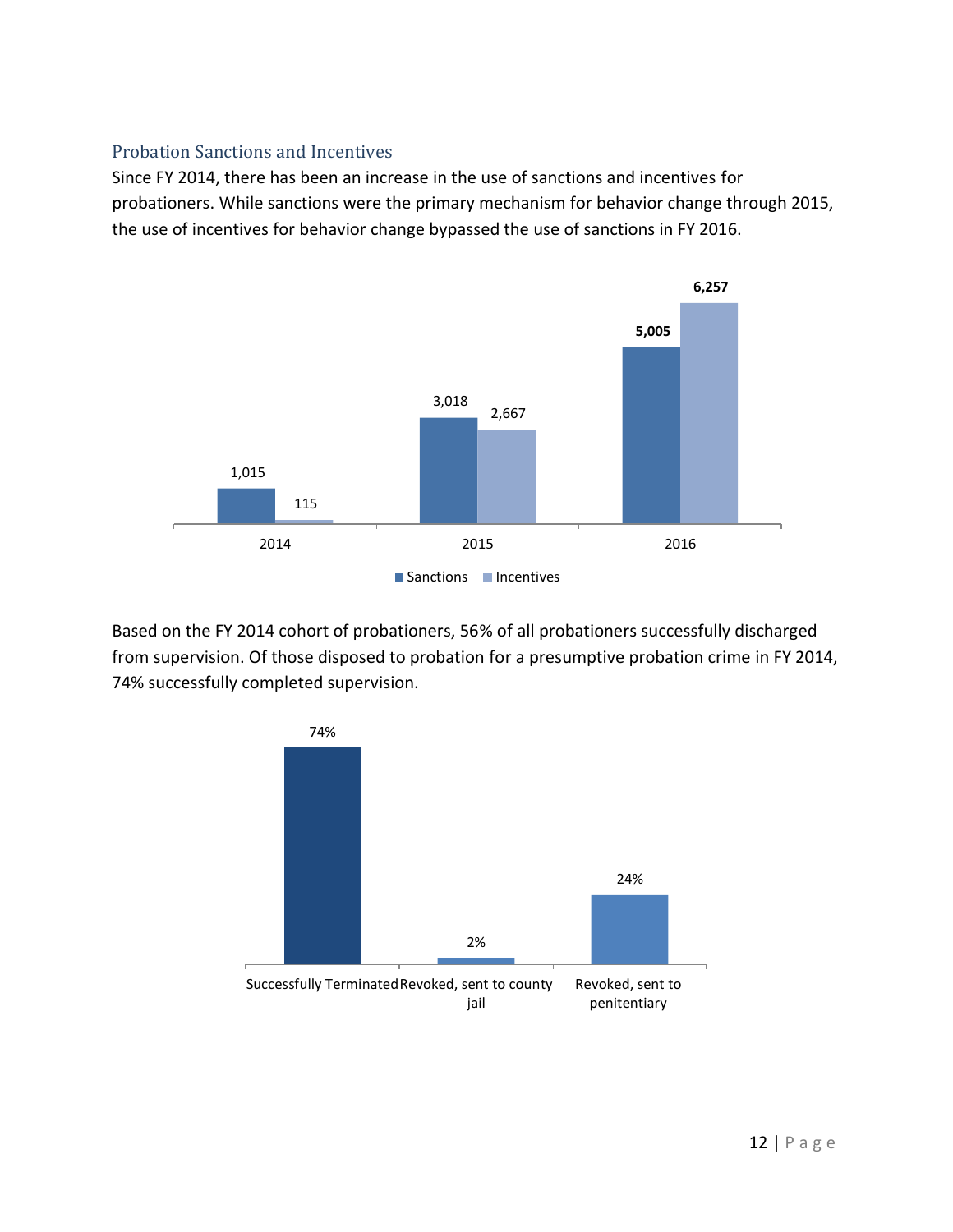## Probation Sanctions and Incentives

Since FY 2014, there has been an increase in the use of sanctions and incentives for probationers. While sanctions were the primary mechanism for behavior change through 2015, the use of incentives for behavior change bypassed the use of sanctions in FY 2016.

| Year | Sanctions | Incentives |
|---|---|---|
| 2014 | 1,015 | 115 |
| 2015 | 3,018 | 2,667 |
| 2016 | **5,005** | **6,257** |

Based on the FY 2014 cohort of probationers, 56% of all probationers successfully discharged from supervision. Of those disposed to probation for a presumptive probation crime in FY 2014, 74% successfully completed supervision.

| Outcome | Percent |
|---|---|
| Successfully Terminated | 74% |
| Revoked, sent to county jail | 2% |
| Revoked, sent to penitentiary | 24% |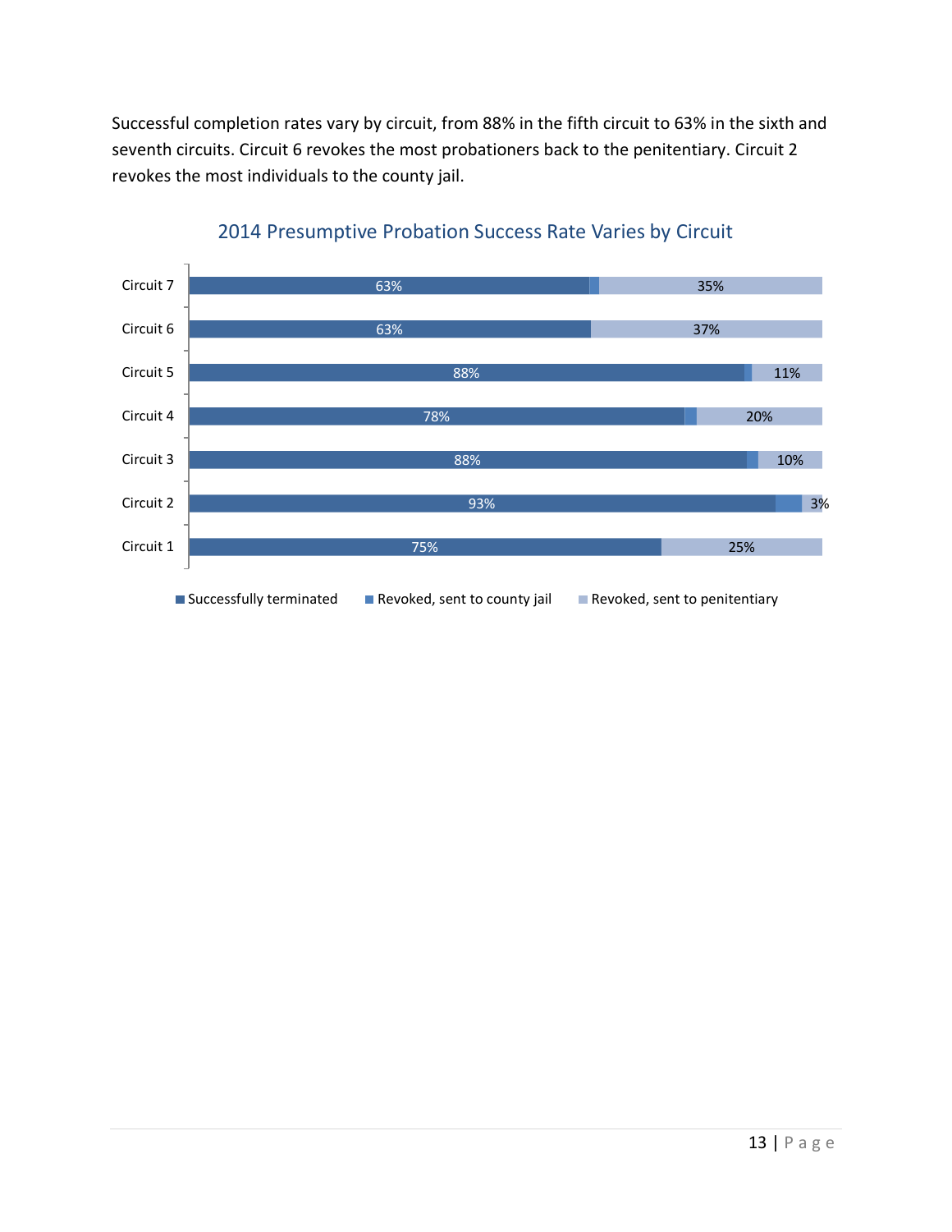Successful completion rates vary by circuit, from 88% in the fifth circuit to 63% in the sixth and seventh circuits. Circuit 6 revokes the most probationers back to the penitentiary. Circuit 2 revokes the most individuals to the county jail.

**2014 Presumptive Probation Success Rate Varies by Circuit**

| Circuit | Successfully terminated | Revoked, sent to county jail | Revoked, sent to penitentiary |
|---|---|---|---|
| Circuit 7 | 63% | | 35% |
| Circuit 6 | 63% | | 37% |
| Circuit 5 | 88% | | 11% |
| Circuit 4 | 78% | | 20% |
| Circuit 3 | 88% | | 10% |
| Circuit 2 | 93% | | 3% |
| Circuit 1 | 75% | | 25% |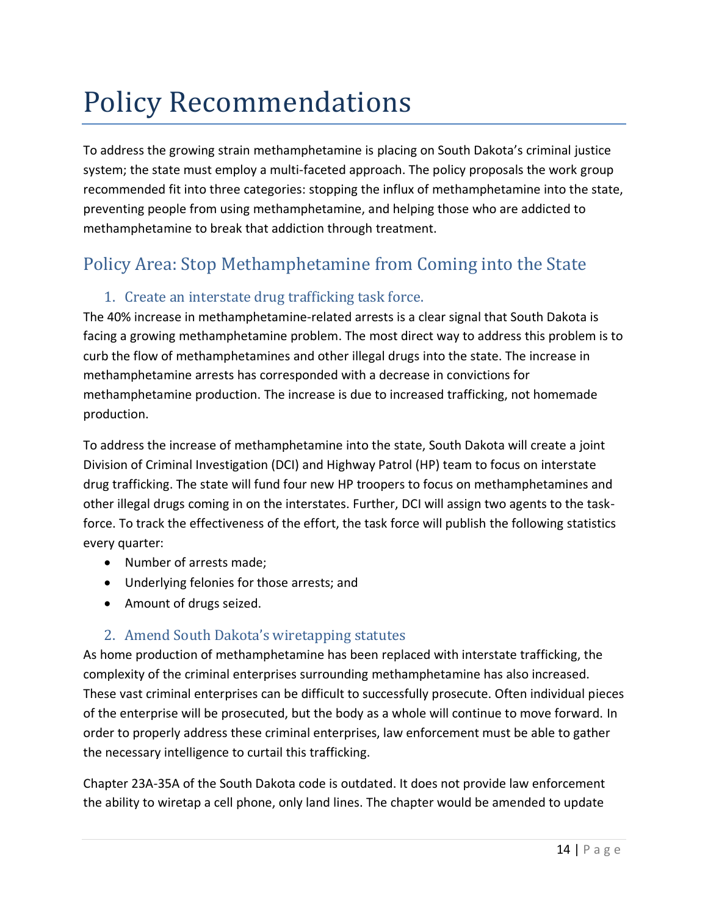# Policy Recommendations

To address the growing strain methamphetamine is placing on South Dakota's criminal justice system; the state must employ a multi-faceted approach. The policy proposals the work group recommended fit into three categories: stopping the influx of methamphetamine into the state, preventing people from using methamphetamine, and helping those who are addicted to methamphetamine to break that addiction through treatment.

## Policy Area: Stop Methamphetamine from Coming into the State

### 1. Create an interstate drug trafficking task force.

The 40% increase in methamphetamine-related arrests is a clear signal that South Dakota is facing a growing methamphetamine problem. The most direct way to address this problem is to curb the flow of methamphetamines and other illegal drugs into the state. The increase in methamphetamine arrests has corresponded with a decrease in convictions for methamphetamine production. The increase is due to increased trafficking, not homemade production.

To address the increase of methamphetamine into the state, South Dakota will create a joint Division of Criminal Investigation (DCI) and Highway Patrol (HP) team to focus on interstate drug trafficking. The state will fund four new HP troopers to focus on methamphetamines and other illegal drugs coming in on the interstates. Further, DCI will assign two agents to the task-force. To track the effectiveness of the effort, the task force will publish the following statistics every quarter:

- Number of arrests made;
- Underlying felonies for those arrests; and
- Amount of drugs seized.

### 2. Amend South Dakota's wiretapping statutes

As home production of methamphetamine has been replaced with interstate trafficking, the complexity of the criminal enterprises surrounding methamphetamine has also increased. These vast criminal enterprises can be difficult to successfully prosecute. Often individual pieces of the enterprise will be prosecuted, but the body as a whole will continue to move forward. In order to properly address these criminal enterprises, law enforcement must be able to gather the necessary intelligence to curtail this trafficking.

Chapter 23A-35A of the South Dakota code is outdated. It does not provide law enforcement the ability to wiretap a cell phone, only land lines. The chapter would be amended to update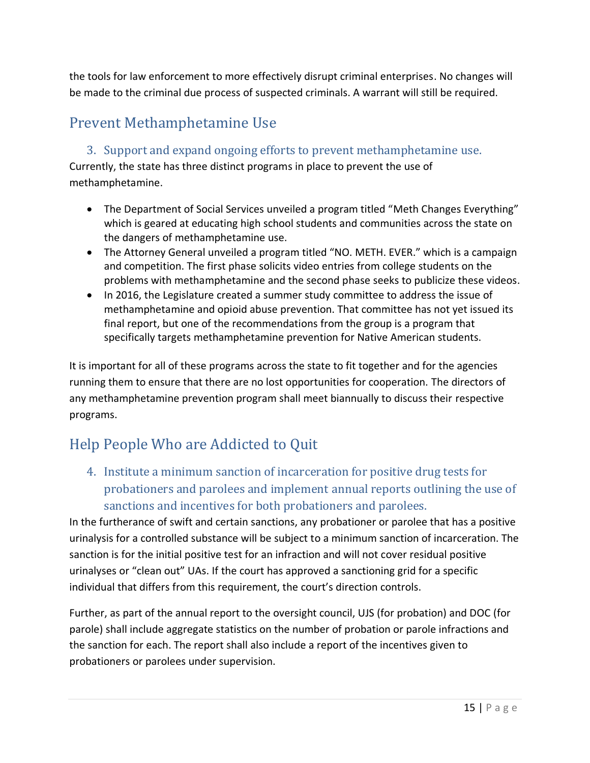the tools for law enforcement to more effectively disrupt criminal enterprises. No changes will be made to the criminal due process of suspected criminals. A warrant will still be required.

## Prevent Methamphetamine Use

### 3. Support and expand ongoing efforts to prevent methamphetamine use.

Currently, the state has three distinct programs in place to prevent the use of methamphetamine.

- The Department of Social Services unveiled a program titled "Meth Changes Everything" which is geared at educating high school students and communities across the state on the dangers of methamphetamine use.
- The Attorney General unveiled a program titled "NO. METH. EVER." which is a campaign and competition. The first phase solicits video entries from college students on the problems with methamphetamine and the second phase seeks to publicize these videos.
- In 2016, the Legislature created a summer study committee to address the issue of methamphetamine and opioid abuse prevention. That committee has not yet issued its final report, but one of the recommendations from the group is a program that specifically targets methamphetamine prevention for Native American students.

It is important for all of these programs across the state to fit together and for the agencies running them to ensure that there are no lost opportunities for cooperation. The directors of any methamphetamine prevention program shall meet biannually to discuss their respective programs.

## Help People Who are Addicted to Quit

### 4. Institute a minimum sanction of incarceration for positive drug tests for probationers and parolees and implement annual reports outlining the use of sanctions and incentives for both probationers and parolees.

In the furtherance of swift and certain sanctions, any probationer or parolee that has a positive urinalysis for a controlled substance will be subject to a minimum sanction of incarceration. The sanction is for the initial positive test for an infraction and will not cover residual positive urinalyses or "clean out" UAs. If the court has approved a sanctioning grid for a specific individual that differs from this requirement, the court's direction controls.

Further, as part of the annual report to the oversight council, UJS (for probation) and DOC (for parole) shall include aggregate statistics on the number of probation or parole infractions and the sanction for each. The report shall also include a report of the incentives given to probationers or parolees under supervision.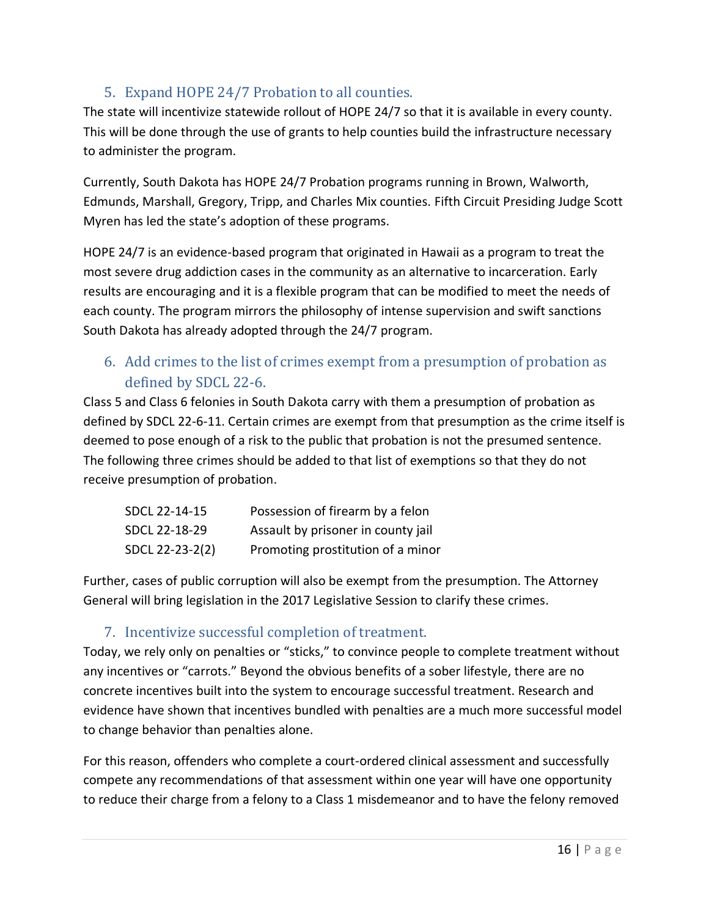## 5. Expand HOPE 24/7 Probation to all counties.

The state will incentivize statewide rollout of HOPE 24/7 so that it is available in every county. This will be done through the use of grants to help counties build the infrastructure necessary to administer the program.

Currently, South Dakota has HOPE 24/7 Probation programs running in Brown, Walworth, Edmunds, Marshall, Gregory, Tripp, and Charles Mix counties. Fifth Circuit Presiding Judge Scott Myren has led the state's adoption of these programs.

HOPE 24/7 is an evidence-based program that originated in Hawaii as a program to treat the most severe drug addiction cases in the community as an alternative to incarceration. Early results are encouraging and it is a flexible program that can be modified to meet the needs of each county. The program mirrors the philosophy of intense supervision and swift sanctions South Dakota has already adopted through the 24/7 program.

## 6. Add crimes to the list of crimes exempt from a presumption of probation as defined by SDCL 22-6.

Class 5 and Class 6 felonies in South Dakota carry with them a presumption of probation as defined by SDCL 22-6-11. Certain crimes are exempt from that presumption as the crime itself is deemed to pose enough of a risk to the public that probation is not the presumed sentence. The following three crimes should be added to that list of exemptions so that they do not receive presumption of probation.

| | |
|---|---|
| SDCL 22-14-15 | Possession of firearm by a felon |
| SDCL 22-18-29 | Assault by prisoner in county jail |
| SDCL 22-23-2(2) | Promoting prostitution of a minor |

Further, cases of public corruption will also be exempt from the presumption. The Attorney General will bring legislation in the 2017 Legislative Session to clarify these crimes.

## 7. Incentivize successful completion of treatment.

Today, we rely only on penalties or "sticks," to convince people to complete treatment without any incentives or "carrots." Beyond the obvious benefits of a sober lifestyle, there are no concrete incentives built into the system to encourage successful treatment. Research and evidence have shown that incentives bundled with penalties are a much more successful model to change behavior than penalties alone.

For this reason, offenders who complete a court-ordered clinical assessment and successfully compete any recommendations of that assessment within one year will have one opportunity to reduce their charge from a felony to a Class 1 misdemeanor and to have the felony removed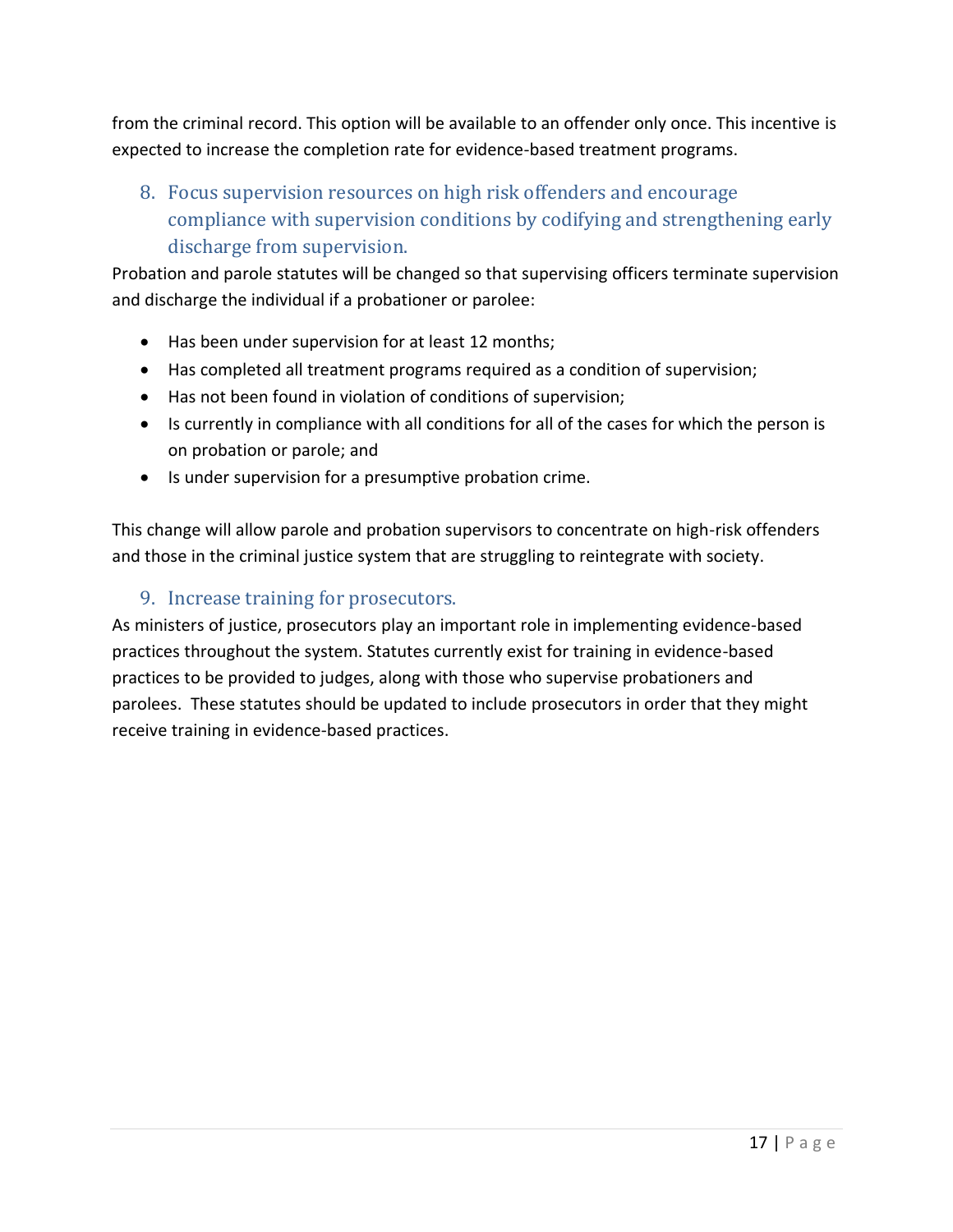from the criminal record. This option will be available to an offender only once. This incentive is expected to increase the completion rate for evidence-based treatment programs.

### 8. Focus supervision resources on high risk offenders and encourage compliance with supervision conditions by codifying and strengthening early discharge from supervision.

Probation and parole statutes will be changed so that supervising officers terminate supervision and discharge the individual if a probationer or parolee:

- Has been under supervision for at least 12 months;
- Has completed all treatment programs required as a condition of supervision;
- Has not been found in violation of conditions of supervision;
- Is currently in compliance with all conditions for all of the cases for which the person is on probation or parole; and
- Is under supervision for a presumptive probation crime.

This change will allow parole and probation supervisors to concentrate on high-risk offenders and those in the criminal justice system that are struggling to reintegrate with society.

### 9. Increase training for prosecutors.

As ministers of justice, prosecutors play an important role in implementing evidence-based practices throughout the system. Statutes currently exist for training in evidence-based practices to be provided to judges, along with those who supervise probationers and parolees. These statutes should be updated to include prosecutors in order that they might receive training in evidence-based practices.